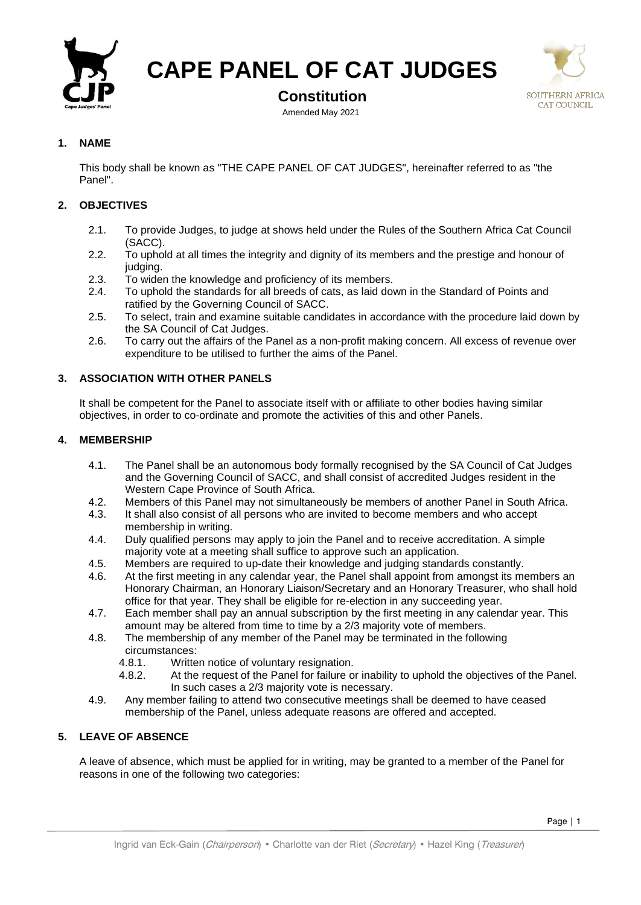# CAPE PANEL OF CAT JUDGES

## Constitution

Amended May 2021

### 1. NAME

This body shall be known as "THE CAPE PANEL OF CAT JUDGES", hereinafter referred to as "the Panel".

### 2. OBJECTIVES

- 2.1. To provide Judges, to judge at shows held under the Rules of the Southern Africa Cat Council (SACC).
- 2.2. To uphold at all times the integrity and dignity of its members and the prestige and honour of judging.
- 2.3. To widen the knowledge and proficiency of its members.
- 2.4. To uphold the standards for all breeds of cats, as laid down in the Standard of Points and ratified by the Governing Council of SACC.
- 2.5. To select, train and examine suitable candidates in accordance with the procedure laid down by the SA Council of Cat Judges.
- 2.6. To carry out the affairs of the Panel as a non-profit making concern. All excess of revenue over expenditure to be utilised to further the aims of the Panel.

### 3. ASSOCIATION WITH OTHER PANELS

It shall be competent for the Panel to associate itself with or affiliate to other bodies having similar objectives, in order to co-ordinate and promote the activities of this and other Panels.

### 4. MEMBERSHIP

- 4.1. The Panel shall be an autonomous body formally recognised by the SA Council of Cat Judges and the Governing Council of SACC, and shall consist of accredited Judges resident in the Western Cape Province of South Africa.
- 4.2. Members of this Panel may not simultaneously be members of another Panel in South Africa.
- 4.3. It shall also consist of all persons who are invited to become members and who accept membership in writing.
- 4.4. Duly qualified persons may apply to join the Panel and to receive accreditation. A simple majority vote at a meeting shall suffice to approve such an application.
- 4.5. Members are required to up-date their knowledge and judging standards constantly.
- 4.6. At the first meeting in any calendar year, the Panel shall appoint from amongst its members an Honorary Chairman, an Honorary Liaison/Secretary and an Honorary Treasurer, who shall hold office for that year. They shall be eligible for re-election in any succeeding year.
- 4.7. Each member shall pay an annual subscription by the first meeting in any calendar year. This amount may be altered from time to time by a 2/3 majority vote of members.
- 4.8. The membership of any member of the Panel may be terminated in the following circumstances:
  - 4.8.1. Written notice of voluntary resignation.
  - 4.8.2. At the request of the Panel for failure or inability to uphold the objectives of the Panel. In such cases a 2/3 majority vote is necessary.
- 4.9. Any member failing to attend two consecutive meetings shall be deemed to have ceased membership of the Panel, unless adequate reasons are offered and accepted.

### 5. LEAVE OF ABSENCE

A leave of absence, which must be applied for in writing, may be granted to a member of the Panel for reasons in one of the following two categories: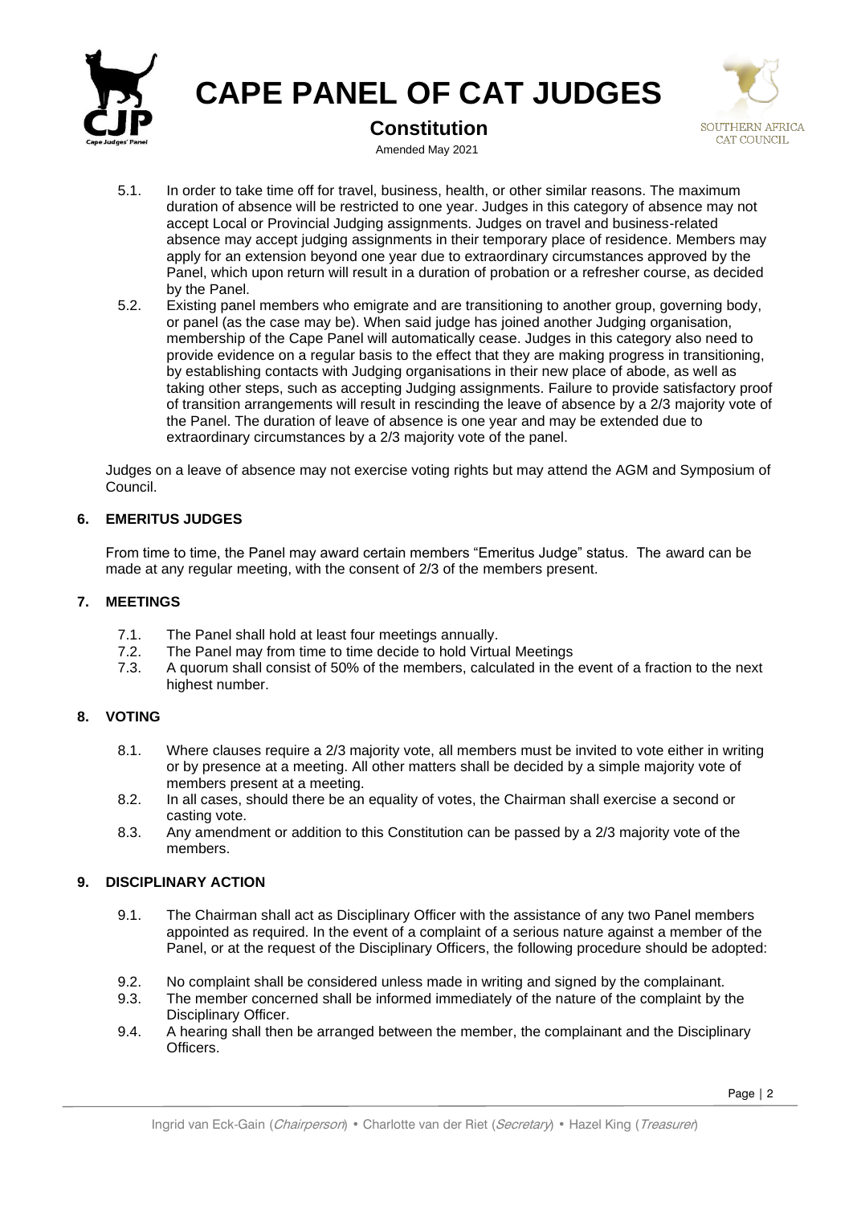5.1. In order to take time off for travel, business, health, or other similar reasons. The maximum duration of absence will be restricted to one year. Judges in this category of absence may not accept Local or Provincial Judging assignments. Judges on travel and business-related absence may accept judging assignments in their temporary place of residence. Members may apply for an extension beyond one year due to extraordinary circumstances approved by the Panel, which upon return will result in a duration of probation or a refresher course, as decided by the Panel.

5.2. Existing panel members who emigrate and are transitioning to another group, governing body, or panel (as the case may be). When said judge has joined another Judging organisation, membership of the Cape Panel will automatically cease. Judges in this category also need to provide evidence on a regular basis to the effect that they are making progress in transitioning, by establishing contacts with Judging organisations in their new place of abode, as well as taking other steps, such as accepting Judging assignments. Failure to provide satisfactory proof of transition arrangements will result in rescinding the leave of absence by a 2/3 majority vote of the Panel. The duration of leave of absence is one year and may be extended due to extraordinary circumstances by a 2/3 majority vote of the panel.

Judges on a leave of absence may not exercise voting rights but may attend the AGM and Symposium of Council.

## 6. EMERITUS JUDGES

From time to time, the Panel may award certain members "Emeritus Judge" status. The award can be made at any regular meeting, with the consent of 2/3 of the members present.

## 7. MEETINGS

7.1. The Panel shall hold at least four meetings annually.

7.2. The Panel may from time to time decide to hold Virtual Meetings

7.3. A quorum shall consist of 50% of the members, calculated in the event of a fraction to the next highest number.

## 8. VOTING

8.1. Where clauses require a 2/3 majority vote, all members must be invited to vote either in writing or by presence at a meeting. All other matters shall be decided by a simple majority vote of members present at a meeting.

8.2. In all cases, should there be an equality of votes, the Chairman shall exercise a second or casting vote.

8.3. Any amendment or addition to this Constitution can be passed by a 2/3 majority vote of the members.

## 9. DISCIPLINARY ACTION

9.1. The Chairman shall act as Disciplinary Officer with the assistance of any two Panel members appointed as required. In the event of a complaint of a serious nature against a member of the Panel, or at the request of the Disciplinary Officers, the following procedure should be adopted:

9.2. No complaint shall be considered unless made in writing and signed by the complainant.

9.3. The member concerned shall be informed immediately of the nature of the complaint by the Disciplinary Officer.

9.4. A hearing shall then be arranged between the member, the complainant and the Disciplinary Officers.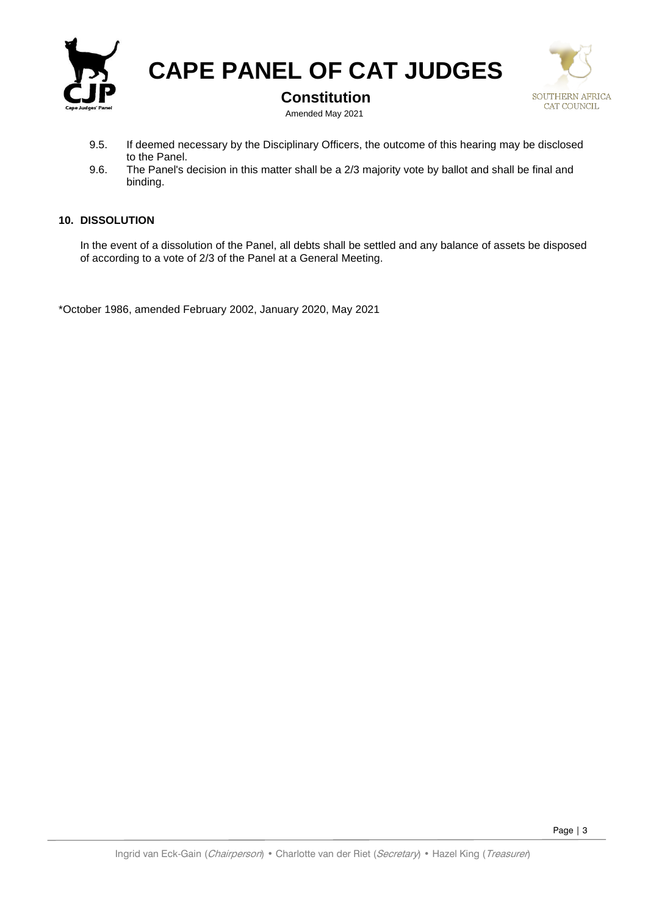9.5. If deemed necessary by the Disciplinary Officers, the outcome of this hearing may be disclosed to the Panel.

9.6. The Panel's decision in this matter shall be a 2/3 majority vote by ballot and shall be final and binding.

## 10. DISSOLUTION

In the event of a dissolution of the Panel, all debts shall be settled and any balance of assets be disposed of according to a vote of 2/3 of the Panel at a General Meeting.

*October 1986, amended February 2002, January 2020, May 2021